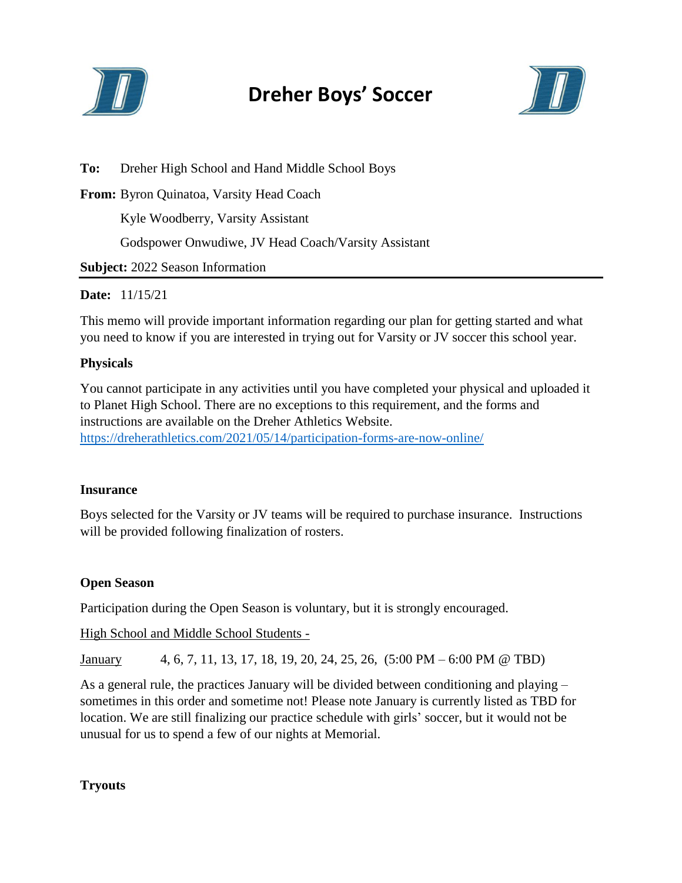# Dreher Boys' Soccer

**To:** Dreher High School and Hand Middle School Boys

**From:** Byron Quinatoa, Varsity Head Coach

Kyle Woodberry, Varsity Assistant

Godspower Onwudiwe, JV Head Coach/Varsity Assistant

**Subject:** 2022 Season Information

---

**Date:** 11/15/21

This memo will provide important information regarding our plan for getting started and what you need to know if you are interested in trying out for Varsity or JV soccer this school year.

### Physicals

You cannot participate in any activities until you have completed your physical and uploaded it to Planet High School. There are no exceptions to this requirement, and the forms and instructions are available on the Dreher Athletics Website. https://dreherathletics.com/2021/05/14/participation-forms-are-now-online/

### Insurance

Boys selected for the Varsity or JV teams will be required to purchase insurance. Instructions will be provided following finalization of rosters.

### Open Season

Participation during the Open Season is voluntary, but it is strongly encouraged.

High School and Middle School Students -

January 4, 6, 7, 11, 13, 17, 18, 19, 20, 24, 25, 26, (5:00 PM – 6:00 PM @ TBD)

As a general rule, the practices January will be divided between conditioning and playing – sometimes in this order and sometime not! Please note January is currently listed as TBD for location. We are still finalizing our practice schedule with girls' soccer, but it would not be unusual for us to spend a few of our nights at Memorial.

### Tryouts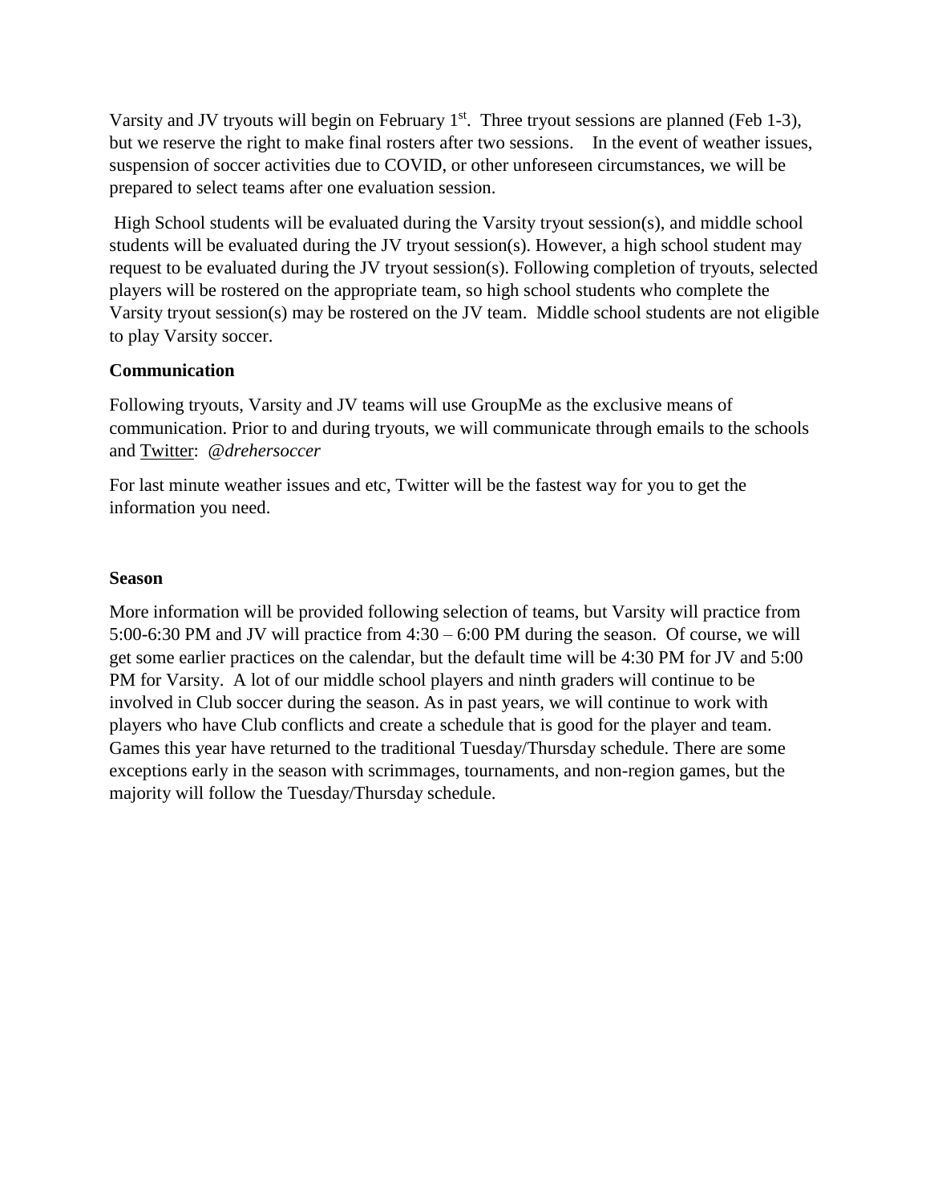Varsity and JV tryouts will begin on February 1st. Three tryout sessions are planned (Feb 1-3), but we reserve the right to make final rosters after two sessions. In the event of weather issues, suspension of soccer activities due to COVID, or other unforeseen circumstances, we will be prepared to select teams after one evaluation session.

High School students will be evaluated during the Varsity tryout session(s), and middle school students will be evaluated during the JV tryout session(s). However, a high school student may request to be evaluated during the JV tryout session(s). Following completion of tryouts, selected players will be rostered on the appropriate team, so high school students who complete the Varsity tryout session(s) may be rostered on the JV team. Middle school students are not eligible to play Varsity soccer.

**Communication**

Following tryouts, Varsity and JV teams will use GroupMe as the exclusive means of communication. Prior to and during tryouts, we will communicate through emails to the schools and Twitter: *@drehersoccer*

For last minute weather issues and etc, Twitter will be the fastest way for you to get the information you need.

**Season**

More information will be provided following selection of teams, but Varsity will practice from 5:00-6:30 PM and JV will practice from 4:30 – 6:00 PM during the season. Of course, we will get some earlier practices on the calendar, but the default time will be 4:30 PM for JV and 5:00 PM for Varsity. A lot of our middle school players and ninth graders will continue to be involved in Club soccer during the season. As in past years, we will continue to work with players who have Club conflicts and create a schedule that is good for the player and team. Games this year have returned to the traditional Tuesday/Thursday schedule. There are some exceptions early in the season with scrimmages, tournaments, and non-region games, but the majority will follow the Tuesday/Thursday schedule.